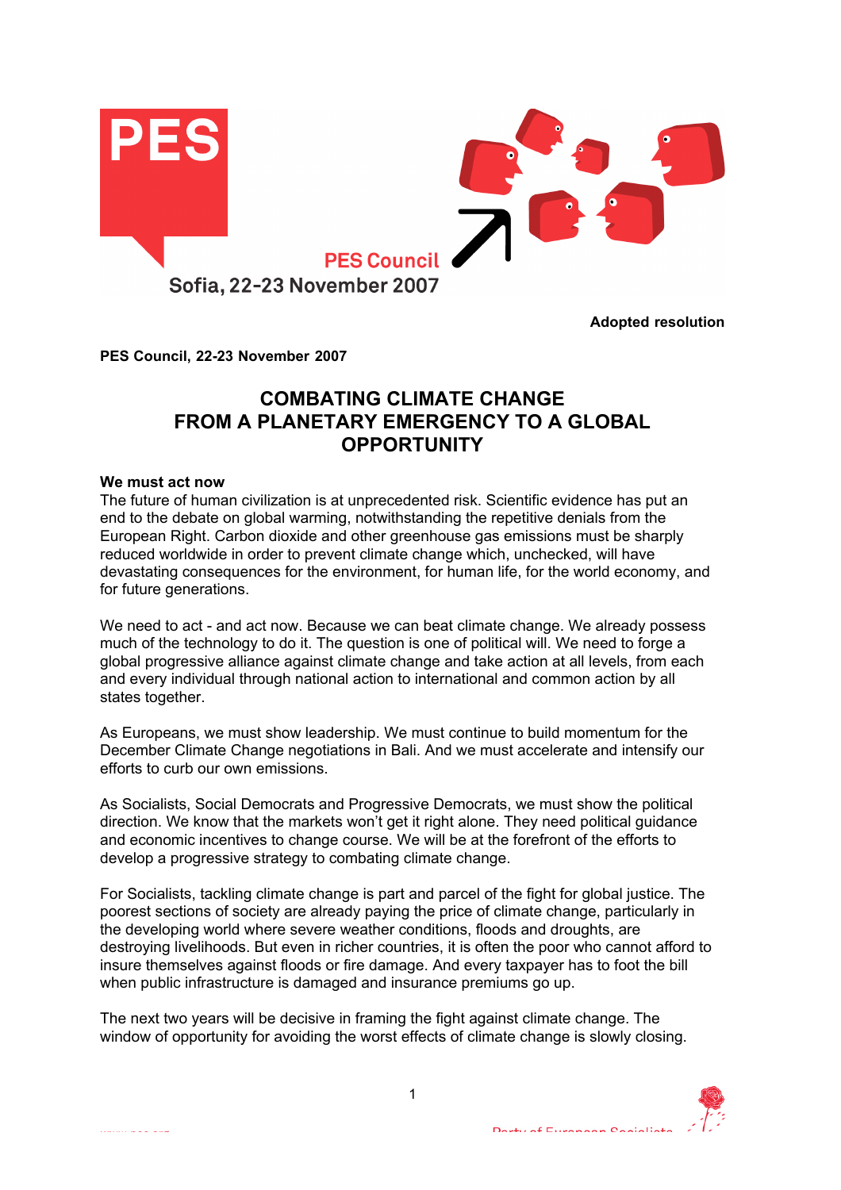PES Council

Sofia, 22-23 November 2007

**Adopted resolution**

**PES Council, 22-23 November 2007**

# COMBATING CLIMATE CHANGE FROM A PLANETARY EMERGENCY TO A GLOBAL OPPORTUNITY

**We must act now**

The future of human civilization is at unprecedented risk. Scientific evidence has put an end to the debate on global warming, notwithstanding the repetitive denials from the European Right. Carbon dioxide and other greenhouse gas emissions must be sharply reduced worldwide in order to prevent climate change which, unchecked, will have devastating consequences for the environment, for human life, for the world economy, and for future generations.

We need to act - and act now. Because we can beat climate change. We already possess much of the technology to do it. The question is one of political will. We need to forge a global progressive alliance against climate change and take action at all levels, from each and every individual through national action to international and common action by all states together.

As Europeans, we must show leadership. We must continue to build momentum for the December Climate Change negotiations in Bali. And we must accelerate and intensify our efforts to curb our own emissions.

As Socialists, Social Democrats and Progressive Democrats, we must show the political direction. We know that the markets won't get it right alone. They need political guidance and economic incentives to change course. We will be at the forefront of the efforts to develop a progressive strategy to combating climate change.

For Socialists, tackling climate change is part and parcel of the fight for global justice. The poorest sections of society are already paying the price of climate change, particularly in the developing world where severe weather conditions, floods and droughts, are destroying livelihoods. But even in richer countries, it is often the poor who cannot afford to insure themselves against floods or fire damage. And every taxpayer has to foot the bill when public infrastructure is damaged and insurance premiums go up.

The next two years will be decisive in framing the fight against climate change. The window of opportunity for avoiding the worst effects of climate change is slowly closing.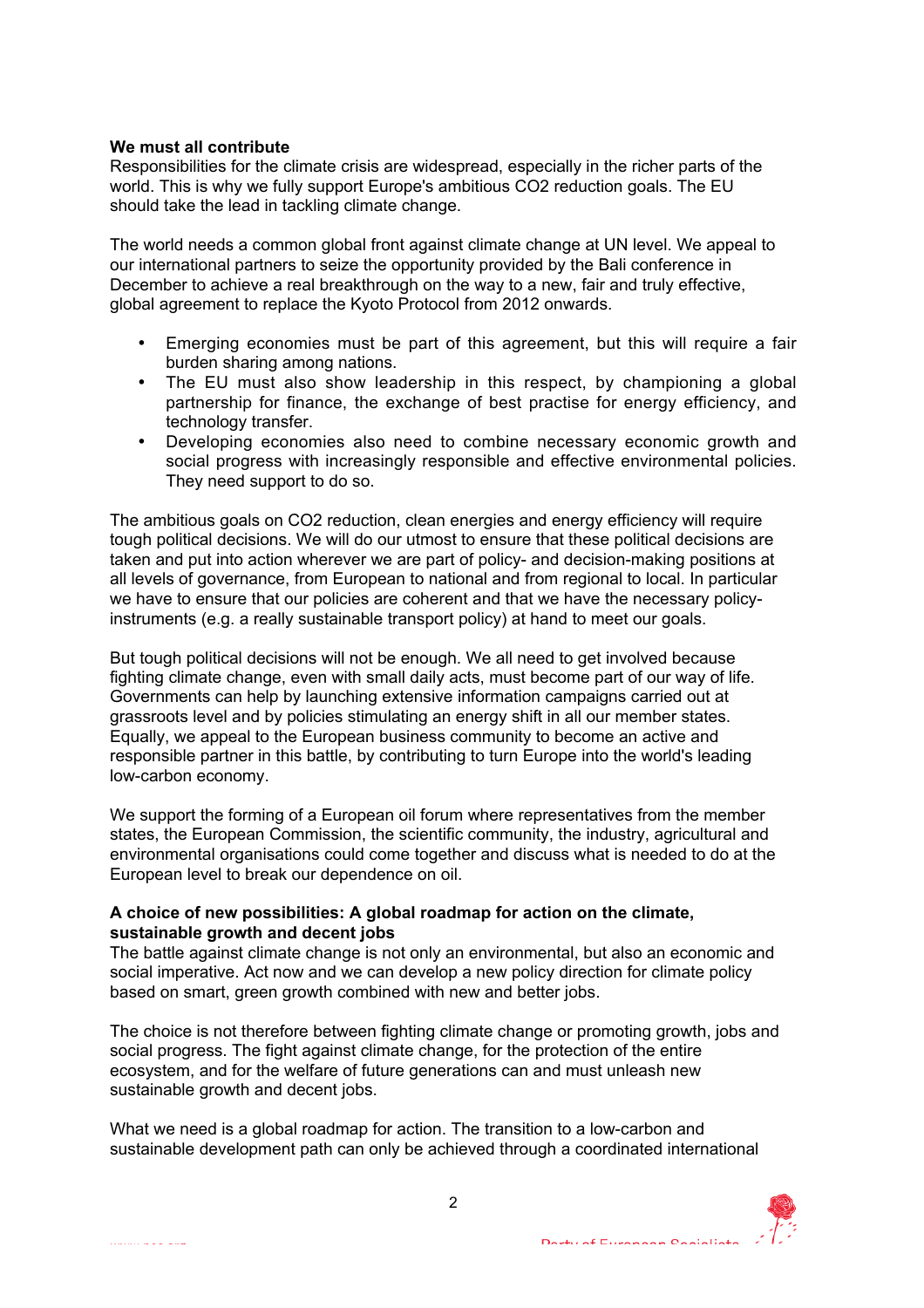**We must all contribute**
Responsibilities for the climate crisis are widespread, especially in the richer parts of the world. This is why we fully support Europe's ambitious $CO_2$ reduction goals. The EU should take the lead in tackling climate change.

The world needs a common global front against climate change at UN level. We appeal to our international partners to seize the opportunity provided by the Bali conference in December to achieve a real breakthrough on the way to a new, fair and truly effective, global agreement to replace the Kyoto Protocol from 2012 onwards.

- Emerging economies must be part of this agreement, but this will require a fair burden sharing among nations.
- The EU must also show leadership in this respect, by championing a global partnership for finance, the exchange of best practise for energy efficiency, and technology transfer.
- Developing economies also need to combine necessary economic growth and social progress with increasingly responsible and effective environmental policies. They need support to do so.

The ambitious goals on $CO_2$ reduction, clean energies and energy efficiency will require tough political decisions. We will do our utmost to ensure that these political decisions are taken and put into action wherever we are part of policy- and decision-making positions at all levels of governance, from European to national and from regional to local. In particular we have to ensure that our policies are coherent and that we have the necessary policy-instruments (e.g. a really sustainable transport policy) at hand to meet our goals.

But tough political decisions will not be enough. We all need to get involved because fighting climate change, even with small daily acts, must become part of our way of life. Governments can help by launching extensive information campaigns carried out at grassroots level and by policies stimulating an energy shift in all our member states. Equally, we appeal to the European business community to become an active and responsible partner in this battle, by contributing to turn Europe into the world's leading low-carbon economy.

We support the forming of a European oil forum where representatives from the member states, the European Commission, the scientific community, the industry, agricultural and environmental organisations could come together and discuss what is needed to do at the European level to break our dependence on oil.

**A choice of new possibilities: A global roadmap for action on the climate, sustainable growth and decent jobs**
The battle against climate change is not only an environmental, but also an economic and social imperative. Act now and we can develop a new policy direction for climate policy based on smart, green growth combined with new and better jobs.

The choice is not therefore between fighting climate change or promoting growth, jobs and social progress. The fight against climate change, for the protection of the entire ecosystem, and for the welfare of future generations can and must unleash new sustainable growth and decent jobs.

What we need is a global roadmap for action. The transition to a low-carbon and sustainable development path can only be achieved through a coordinated international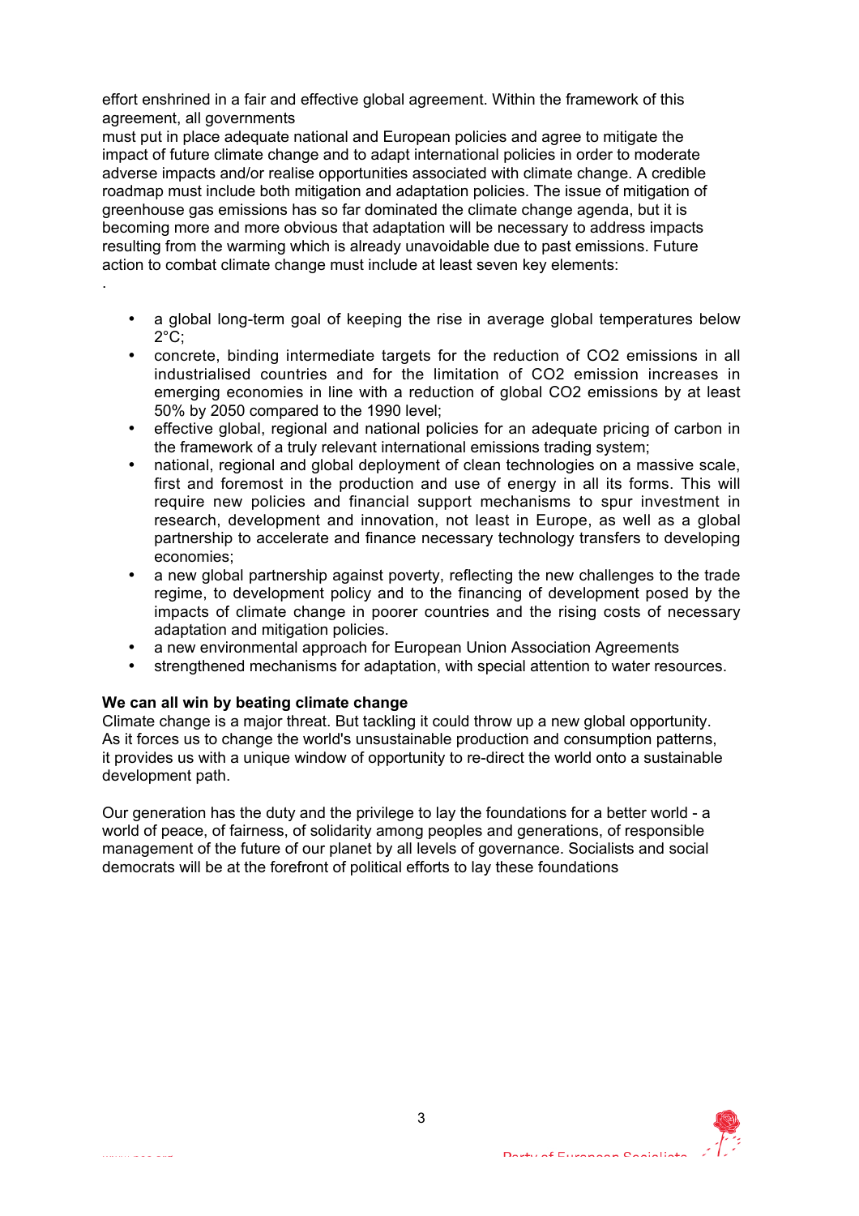effort enshrined in a fair and effective global agreement. Within the framework of this agreement, all governments must put in place adequate national and European policies and agree to mitigate the impact of future climate change and to adapt international policies in order to moderate adverse impacts and/or realise opportunities associated with climate change. A credible roadmap must include both mitigation and adaptation policies. The issue of mitigation of greenhouse gas emissions has so far dominated the climate change agenda, but it is becoming more and more obvious that adaptation will be necessary to address impacts resulting from the warming which is already unavoidable due to past emissions. Future action to combat climate change must include at least seven key elements:

- a global long-term goal of keeping the rise in average global temperatures below 2°C;
- concrete, binding intermediate targets for the reduction of $CO_2$ emissions in all industrialised countries and for the limitation of $CO_2$ emission increases in emerging economies in line with a reduction of global $CO_2$ emissions by at least 50% by 2050 compared to the 1990 level;
- effective global, regional and national policies for an adequate pricing of carbon in the framework of a truly relevant international emissions trading system;
- national, regional and global deployment of clean technologies on a massive scale, first and foremost in the production and use of energy in all its forms. This will require new policies and financial support mechanisms to spur investment in research, development and innovation, not least in Europe, as well as a global partnership to accelerate and finance necessary technology transfers to developing economies;
- a new global partnership against poverty, reflecting the new challenges to the trade regime, to development policy and to the financing of development posed by the impacts of climate change in poorer countries and the rising costs of necessary adaptation and mitigation policies.
- a new environmental approach for European Union Association Agreements
- strengthened mechanisms for adaptation, with special attention to water resources.

**We can all win by beating climate change**

Climate change is a major threat. But tackling it could throw up a new global opportunity. As it forces us to change the world's unsustainable production and consumption patterns, it provides us with a unique window of opportunity to re-direct the world onto a sustainable development path.

Our generation has the duty and the privilege to lay the foundations for a better world - a world of peace, of fairness, of solidarity among peoples and generations, of responsible management of the future of our planet by all levels of governance. Socialists and social democrats will be at the forefront of political efforts to lay these foundations